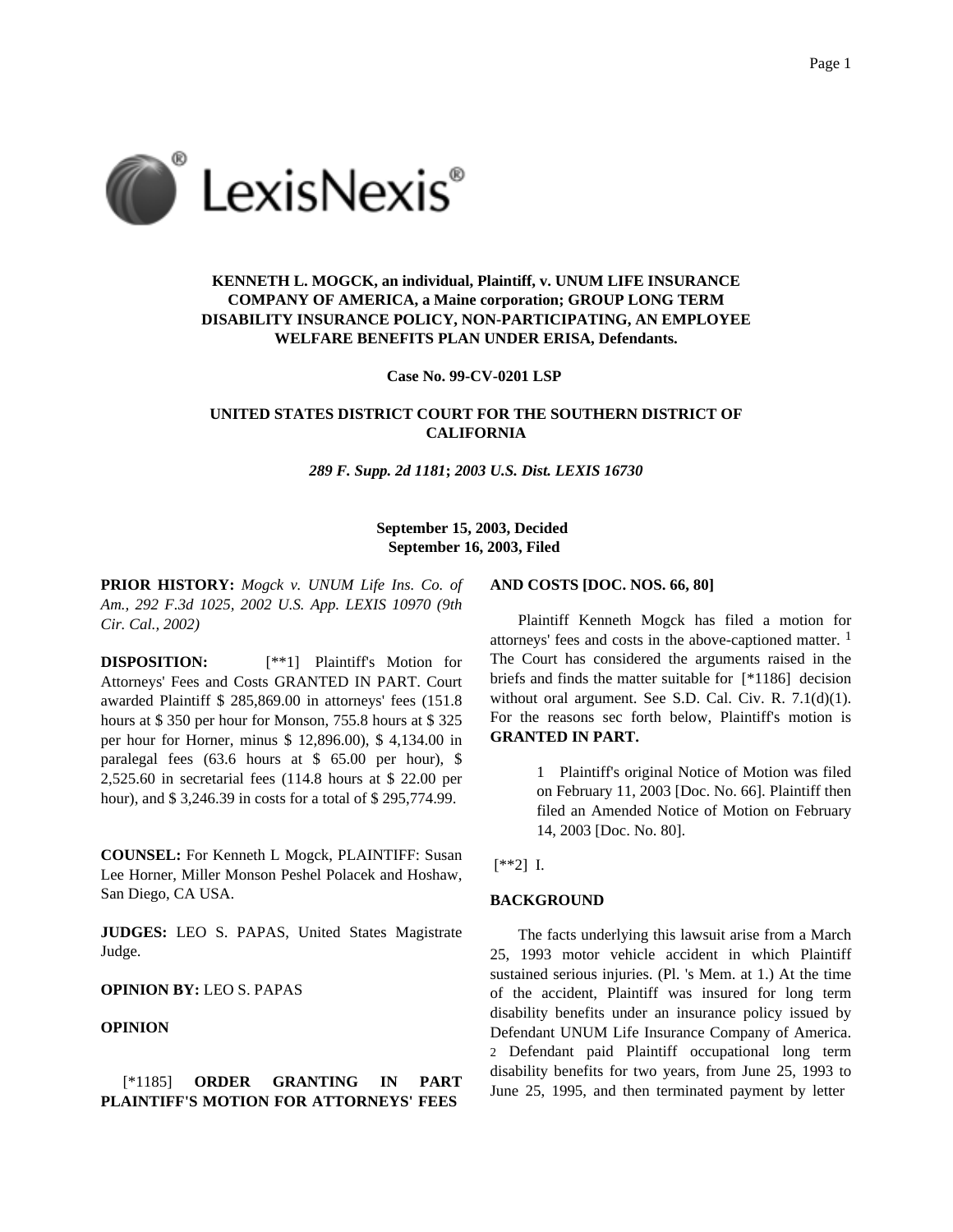**KENNETH L. MOGCK, an individual, Plaintiff, v. UNUM LIFE INSURANCE COMPANY OF AMERICA, a Maine corporation; GROUP LONG TERM DISABILITY INSURANCE POLICY, NON-PARTICIPATING, AN EMPLOYEE WELFARE BENEFITS PLAN UNDER ERISA, Defendants.**

**Case No. 99-CV-0201 LSP**

**UNITED STATES DISTRICT COURT FOR THE SOUTHERN DISTRICT OF CALIFORNIA**

***289 F. Supp. 2d 1181*; *2003 U.S. Dist. LEXIS 16730***

**September 15, 2003, Decided**
**September 16, 2003, Filed**

**PRIOR HISTORY:** *Mogck v. UNUM Life Ins. Co. of Am., 292 F.3d 1025, 2002 U.S. App. LEXIS 10970 (9th Cir. Cal., 2002)*

**DISPOSITION:** [**1] Plaintiff's Motion for Attorneys' Fees and Costs GRANTED IN PART. Court awarded Plaintiff $ 285,869.00 in attorneys' fees (151.8 hours at $ 350 per hour for Monson, 755.8 hours at $ 325 per hour for Horner, minus $ 12,896.00), $ 4,134.00 in paralegal fees (63.6 hours at $ 65.00 per hour), $ 2,525.60 in secretarial fees (114.8 hours at $ 22.00 per hour), and $ 3,246.39 in costs for a total of $ 295,774.99.

**COUNSEL:** For Kenneth L Mogck, PLAINTIFF: Susan Lee Horner, Miller Monson Peshel Polacek and Hoshaw, San Diego, CA USA.

**JUDGES:** LEO S. PAPAS, United States Magistrate Judge.

**OPINION BY:** LEO S. PAPAS

**OPINION**

[*1185] **ORDER GRANTING IN PART PLAINTIFF'S MOTION FOR ATTORNEYS' FEES AND COSTS [DOC. NOS. 66, 80]**

Plaintiff Kenneth Mogck has filed a motion for attorneys' fees and costs in the above-captioned matter. [1] The Court has considered the arguments raised in the briefs and finds the matter suitable for [*1186] decision without oral argument. See S.D. Cal. Civ. R. 7.1(d)(1). For the reasons sec forth below, Plaintiff's motion is **GRANTED IN PART.**

> 1 Plaintiff's original Notice of Motion was filed on February 11, 2003 [Doc. No. 66]. Plaintiff then filed an Amended Notice of Motion on February 14, 2003 [Doc. No. 80].

[**2] I.

**BACKGROUND**

The facts underlying this lawsuit arise from a March 25, 1993 motor vehicle accident in which Plaintiff sustained serious injuries. (Pl. 's Mem. at 1.) At the time of the accident, Plaintiff was insured for long term disability benefits under an insurance policy issued by Defendant UNUM Life Insurance Company of America. [2] Defendant paid Plaintiff occupational long term disability benefits for two years, from June 25, 1993 to June 25, 1995, and then terminated payment by letter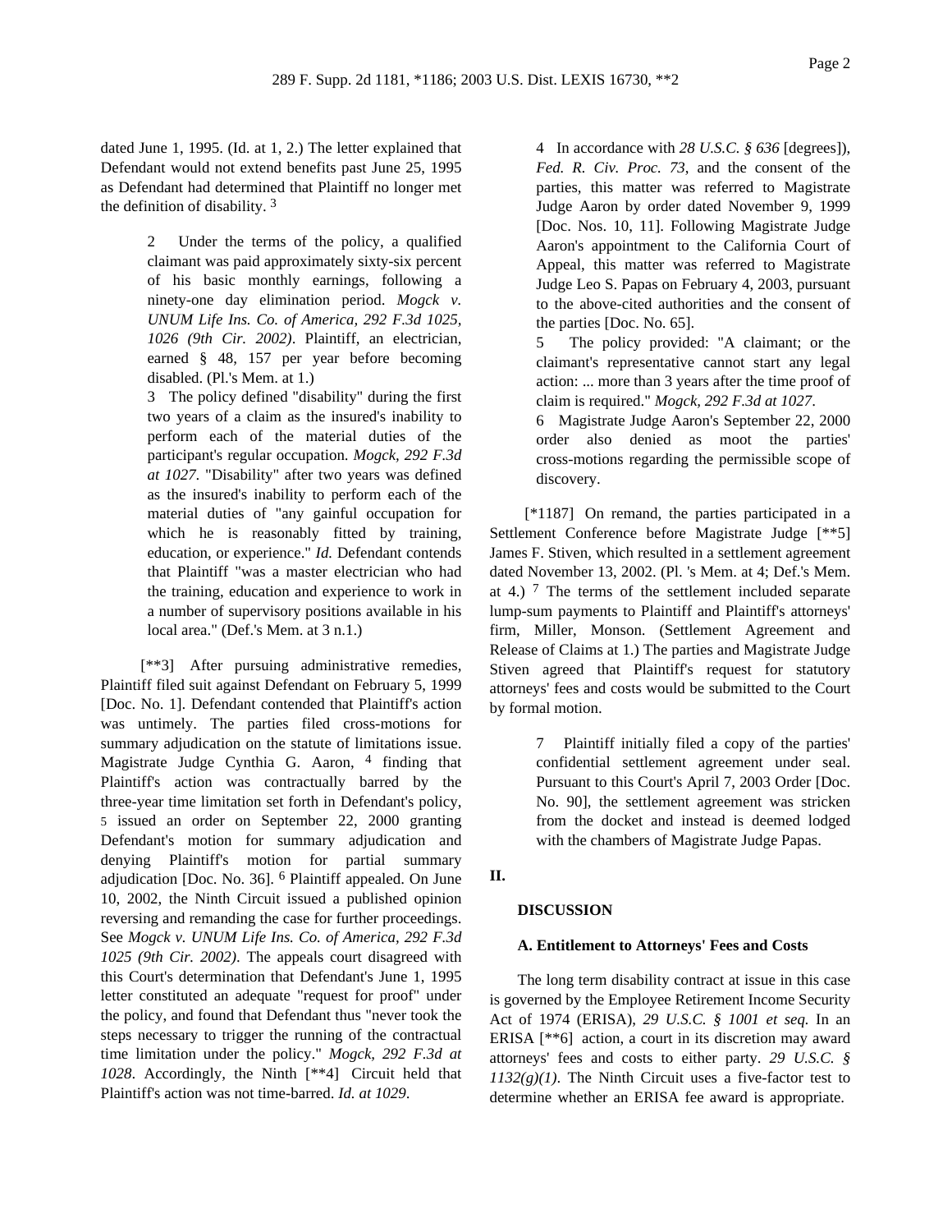dated June 1, 1995. (Id. at 1, 2.) The letter explained that Defendant would not extend benefits past June 25, 1995 as Defendant had determined that Plaintiff no longer met the definition of disability. [3]

> 2 Under the terms of the policy, a qualified claimant was paid approximately sixty-six percent of his basic monthly earnings, following a ninety-one day elimination period. *Mogck v. UNUM Life Ins. Co. of America, 292 F.3d 1025, 1026 (9th Cir. 2002)*. Plaintiff, an electrician, earned § 48, 157 per year before becoming disabled. (Pl.'s Mem. at 1.)
>
> 3 The policy defined "disability" during the first two years of a claim as the insured's inability to perform each of the material duties of the participant's regular occupation. *Mogck, 292 F.3d at 1027*. "Disability" after two years was defined as the insured's inability to perform each of the material duties of "any gainful occupation for which he is reasonably fitted by training, education, or experience." *Id.* Defendant contends that Plaintiff "was a master electrician who had the training, education and experience to work in a number of supervisory positions available in his local area." (Def.'s Mem. at 3 n.1.)

[**3] After pursuing administrative remedies, Plaintiff filed suit against Defendant on February 5, 1999 [Doc. No. 1]. Defendant contended that Plaintiff's action was untimely. The parties filed cross-motions for summary adjudication on the statute of limitations issue. Magistrate Judge Cynthia G. Aaron, [4] finding that Plaintiff's action was contractually barred by the three-year time limitation set forth in Defendant's policy, [5] issued an order on September 22, 2000 granting Defendant's motion for summary adjudication and denying Plaintiff's motion for partial summary adjudication [Doc. No. 36]. [6] Plaintiff appealed. On June 10, 2002, the Ninth Circuit issued a published opinion reversing and remanding the case for further proceedings. See *Mogck v. UNUM Life Ins. Co. of America, 292 F.3d 1025 (9th Cir. 2002)*. The appeals court disagreed with this Court's determination that Defendant's June 1, 1995 letter constituted an adequate "request for proof" under the policy, and found that Defendant thus "never took the steps necessary to trigger the running of the contractual time limitation under the policy." *Mogck, 292 F.3d at 1028*. Accordingly, the Ninth [**4] Circuit held that Plaintiff's action was not time-barred. *Id. at 1029*.

> 4 In accordance with *28 U.S.C. § 636* [degrees]), *Fed. R. Civ. Proc. 73*, and the consent of the parties, this matter was referred to Magistrate Judge Aaron by order dated November 9, 1999 [Doc. Nos. 10, 11]. Following Magistrate Judge Aaron's appointment to the California Court of Appeal, this matter was referred to Magistrate Judge Leo S. Papas on February 4, 2003, pursuant to the above-cited authorities and the consent of the parties [Doc. No. 65].
>
> 5 The policy provided: "A claimant; or the claimant's representative cannot start any legal action: ... more than 3 years after the time proof of claim is required." *Mogck, 292 F.3d at 1027*.
>
> 6 Magistrate Judge Aaron's September 22, 2000 order also denied as moot the parties' cross-motions regarding the permissible scope of discovery.

[*1187] On remand, the parties participated in a Settlement Conference before Magistrate Judge [**5] James F. Stiven, which resulted in a settlement agreement dated November 13, 2002. (Pl. 's Mem. at 4; Def.'s Mem. at 4.) [7] The terms of the settlement included separate lump-sum payments to Plaintiff and Plaintiff's attorneys' firm, Miller, Monson. (Settlement Agreement and Release of Claims at 1.) The parties and Magistrate Judge Stiven agreed that Plaintiff's request for statutory attorneys' fees and costs would be submitted to the Court by formal motion.

> 7 Plaintiff initially filed a copy of the parties' confidential settlement agreement under seal. Pursuant to this Court's April 7, 2003 Order [Doc. No. 90], the settlement agreement was stricken from the docket and instead is deemed lodged with the chambers of Magistrate Judge Papas.

## II.

## DISCUSSION

### A. Entitlement to Attorneys' Fees and Costs

The long term disability contract at issue in this case is governed by the Employee Retirement Income Security Act of 1974 (ERISA), *29 U.S.C. § 1001 et seq.* In an ERISA [**6] action, a court in its discretion may award attorneys' fees and costs to either party. *29 U.S.C. § 1132(g)(1)*. The Ninth Circuit uses a five-factor test to determine whether an ERISA fee award is appropriate.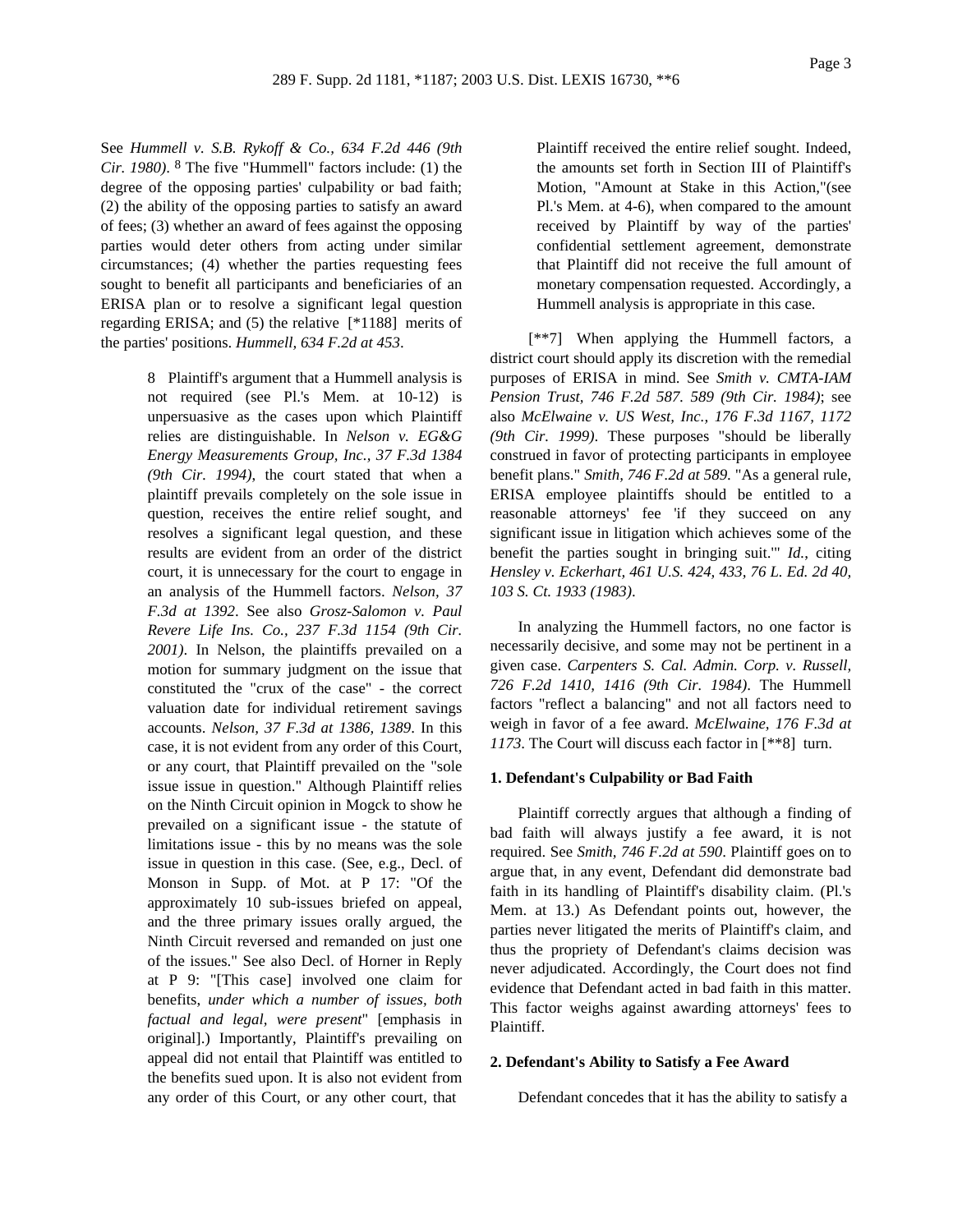See *Hummell v. S.B. Rykoff & Co., 634 F.2d 446 (9th Cir. 1980)*. [8] The five "Hummell" factors include: (1) the degree of the opposing parties' culpability or bad faith; (2) the ability of the opposing parties to satisfy an award of fees; (3) whether an award of fees against the opposing parties would deter others from acting under similar circumstances; (4) whether the parties requesting fees sought to benefit all participants and beneficiaries of an ERISA plan or to resolve a significant legal question regarding ERISA; and (5) the relative [*1188] merits of the parties' positions. *Hummell, 634 F.2d at 453*.

> 8 Plaintiff's argument that a Hummell analysis is not required (see Pl.'s Mem. at 10-12) is unpersuasive as the cases upon which Plaintiff relies are distinguishable. In *Nelson v. EG&G Energy Measurements Group, Inc., 37 F.3d 1384 (9th Cir. 1994)*, the court stated that when a plaintiff prevails completely on the sole issue in question, receives the entire relief sought, and resolves a significant legal question, and these results are evident from an order of the district court, it is unnecessary for the court to engage in an analysis of the Hummell factors. *Nelson, 37 F.3d at 1392*. See also *Grosz-Salomon v. Paul Revere Life Ins. Co., 237 F.3d 1154 (9th Cir. 2001)*. In Nelson, the plaintiffs prevailed on a motion for summary judgment on the issue that constituted the "crux of the case" - the correct valuation date for individual retirement savings accounts. *Nelson, 37 F.3d at 1386, 1389*. In this case, it is not evident from any order of this Court, or any court, that Plaintiff prevailed on the "sole issue issue in question." Although Plaintiff relies on the Ninth Circuit opinion in Mogck to show he prevailed on a significant issue - the statute of limitations issue - this by no means was the sole issue in question in this case. (See, e.g., Decl. of Monson in Supp. of Mot. at P 17: "Of the approximately 10 sub-issues briefed on appeal, and the three primary issues orally argued, the Ninth Circuit reversed and remanded on just one of the issues." See also Decl. of Horner in Reply at P 9: "[This case] involved one claim for benefits, *under which a number of issues, both factual and legal, were present*" [emphasis in original].) Importantly, Plaintiff's prevailing on appeal did not entail that Plaintiff was entitled to the benefits sued upon. It is also not evident from any order of this Court, or any other court, that Plaintiff received the entire relief sought. Indeed, the amounts set forth in Section III of Plaintiff's Motion, "Amount at Stake in this Action,"(see Pl.'s Mem. at 4-6), when compared to the amount received by Plaintiff by way of the parties' confidential settlement agreement, demonstrate that Plaintiff did not receive the full amount of monetary compensation requested. Accordingly, a Hummell analysis is appropriate in this case.

[**7] When applying the Hummell factors, a district court should apply its discretion with the remedial purposes of ERISA in mind. See *Smith v. CMTA-IAM Pension Trust, 746 F.2d 587. 589 (9th Cir. 1984)*; see also *McElwaine v. US West, Inc., 176 F.3d 1167, 1172 (9th Cir. 1999)*. These purposes "should be liberally construed in favor of protecting participants in employee benefit plans." *Smith, 746 F.2d at 589*. "As a general rule, ERISA employee plaintiffs should be entitled to a reasonable attorneys' fee 'if they succeed on any significant issue in litigation which achieves some of the benefit the parties sought in bringing suit.'" *Id.*, citing *Hensley v. Eckerhart, 461 U.S. 424, 433, 76 L. Ed. 2d 40, 103 S. Ct. 1933 (1983)*.

In analyzing the Hummell factors, no one factor is necessarily decisive, and some may not be pertinent in a given case. *Carpenters S. Cal. Admin. Corp. v. Russell, 726 F.2d 1410, 1416 (9th Cir. 1984)*. The Hummell factors "reflect a balancing" and not all factors need to weigh in favor of a fee award. *McElwaine, 176 F.3d at 1173*. The Court will discuss each factor in [**8] turn.

**1. Defendant's Culpability or Bad Faith**

Plaintiff correctly argues that although a finding of bad faith will always justify a fee award, it is not required. See *Smith, 746 F.2d at 590*. Plaintiff goes on to argue that, in any event, Defendant did demonstrate bad faith in its handling of Plaintiff's disability claim. (Pl.'s Mem. at 13.) As Defendant points out, however, the parties never litigated the merits of Plaintiff's claim, and thus the propriety of Defendant's claims decision was never adjudicated. Accordingly, the Court does not find evidence that Defendant acted in bad faith in this matter. This factor weighs against awarding attorneys' fees to Plaintiff.

**2. Defendant's Ability to Satisfy a Fee Award**

Defendant concedes that it has the ability to satisfy a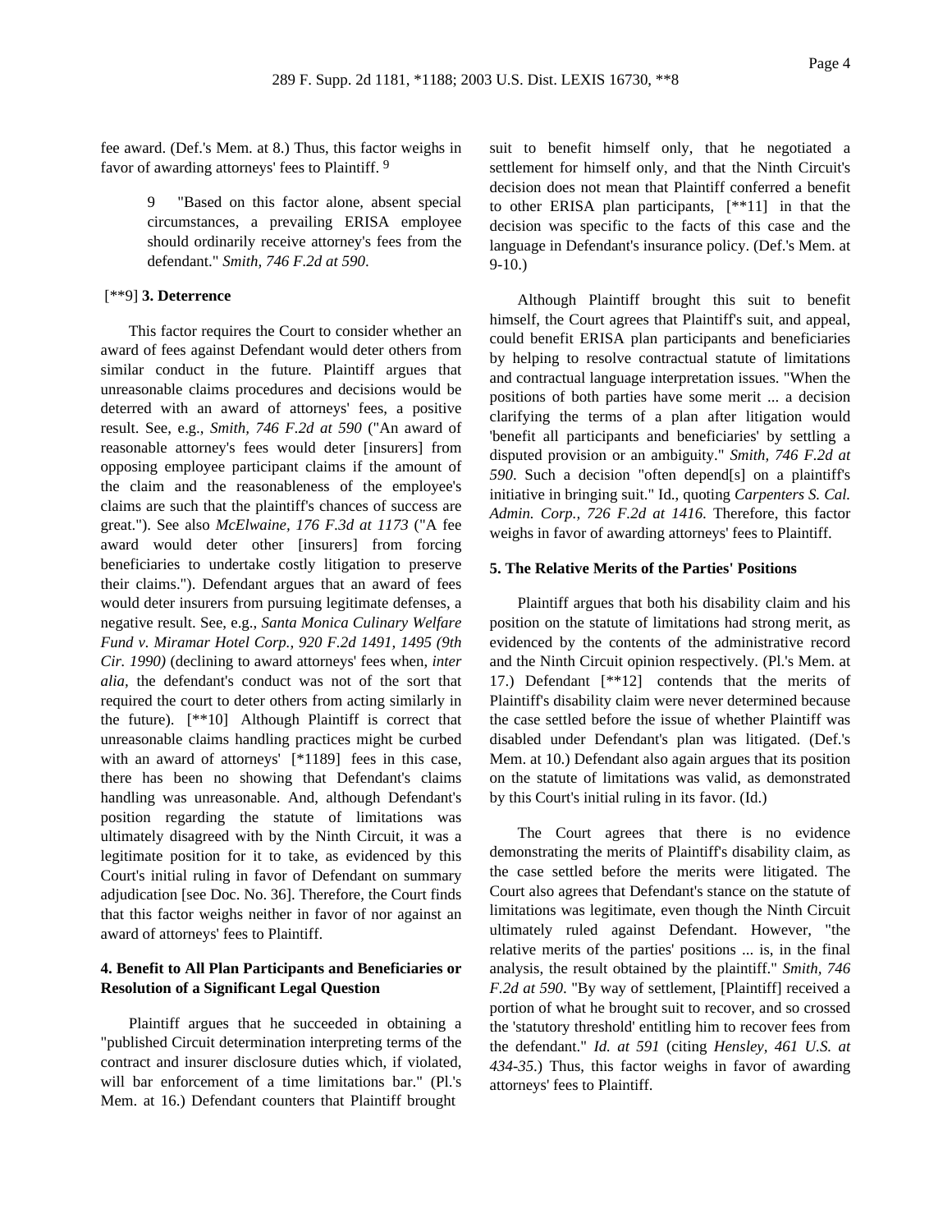fee award. (Def.'s Mem. at 8.) Thus, this factor weighs in favor of awarding attorneys' fees to Plaintiff. [9]

> 9 "Based on this factor alone, absent special circumstances, a prevailing ERISA employee should ordinarily receive attorney's fees from the defendant." *Smith, 746 F.2d at 590*.

[**9] **3. Deterrence**

This factor requires the Court to consider whether an award of fees against Defendant would deter others from similar conduct in the future. Plaintiff argues that unreasonable claims procedures and decisions would be deterred with an award of attorneys' fees, a positive result. See, e.g., *Smith, 746 F.2d at 590* ("An award of reasonable attorney's fees would deter [insurers] from opposing employee participant claims if the amount of the claim and the reasonableness of the employee's claims are such that the plaintiff's chances of success are great."). See also *McElwaine, 176 F.3d at 1173* ("A fee award would deter other [insurers] from forcing beneficiaries to undertake costly litigation to preserve their claims."). Defendant argues that an award of fees would deter insurers from pursuing legitimate defenses, a negative result. See, e.g., *Santa Monica Culinary Welfare Fund v. Miramar Hotel Corp., 920 F.2d 1491, 1495 (9th Cir. 1990)* (declining to award attorneys' fees when, *inter alia*, the defendant's conduct was not of the sort that required the court to deter others from acting similarly in the future). [**10] Although Plaintiff is correct that unreasonable claims handling practices might be curbed with an award of attorneys' [*1189] fees in this case, there has been no showing that Defendant's claims handling was unreasonable. And, although Defendant's position regarding the statute of limitations was ultimately disagreed with by the Ninth Circuit, it was a legitimate position for it to take, as evidenced by this Court's initial ruling in favor of Defendant on summary adjudication [see Doc. No. 36]. Therefore, the Court finds that this factor weighs neither in favor of nor against an award of attorneys' fees to Plaintiff.

**4. Benefit to All Plan Participants and Beneficiaries or Resolution of a Significant Legal Question**

Plaintiff argues that he succeeded in obtaining a "published Circuit determination interpreting terms of the contract and insurer disclosure duties which, if violated, will bar enforcement of a time limitations bar." (Pl.'s Mem. at 16.) Defendant counters that Plaintiff brought suit to benefit himself only, that he negotiated a settlement for himself only, and that the Ninth Circuit's decision does not mean that Plaintiff conferred a benefit to other ERISA plan participants, [**11] in that the decision was specific to the facts of this case and the language in Defendant's insurance policy. (Def.'s Mem. at 9-10.)

Although Plaintiff brought this suit to benefit himself, the Court agrees that Plaintiff's suit, and appeal, could benefit ERISA plan participants and beneficiaries by helping to resolve contractual statute of limitations and contractual language interpretation issues. "When the positions of both parties have some merit ... a decision clarifying the terms of a plan after litigation would 'benefit all participants and beneficiaries' by settling a disputed provision or an ambiguity." *Smith, 746 F.2d at 590*. Such a decision "often depend[s] on a plaintiff's initiative in bringing suit." Id., quoting *Carpenters S. Cal. Admin. Corp., 726 F.2d at 1416*. Therefore, this factor weighs in favor of awarding attorneys' fees to Plaintiff.

**5. The Relative Merits of the Parties' Positions**

Plaintiff argues that both his disability claim and his position on the statute of limitations had strong merit, as evidenced by the contents of the administrative record and the Ninth Circuit opinion respectively. (Pl.'s Mem. at 17.) Defendant [**12] contends that the merits of Plaintiff's disability claim were never determined because the case settled before the issue of whether Plaintiff was disabled under Defendant's plan was litigated. (Def.'s Mem. at 10.) Defendant also again argues that its position on the statute of limitations was valid, as demonstrated by this Court's initial ruling in its favor. (Id.)

The Court agrees that there is no evidence demonstrating the merits of Plaintiff's disability claim, as the case settled before the merits were litigated. The Court also agrees that Defendant's stance on the statute of limitations was legitimate, even though the Ninth Circuit ultimately ruled against Defendant. However, "the relative merits of the parties' positions ... is, in the final analysis, the result obtained by the plaintiff." *Smith, 746 F.2d at 590*. "By way of settlement, [Plaintiff] received a portion of what he brought suit to recover, and so crossed the 'statutory threshold' entitling him to recover fees from the defendant." *Id. at 591* (citing *Hensley, 461 U.S. at 434-35*.) Thus, this factor weighs in favor of awarding attorneys' fees to Plaintiff.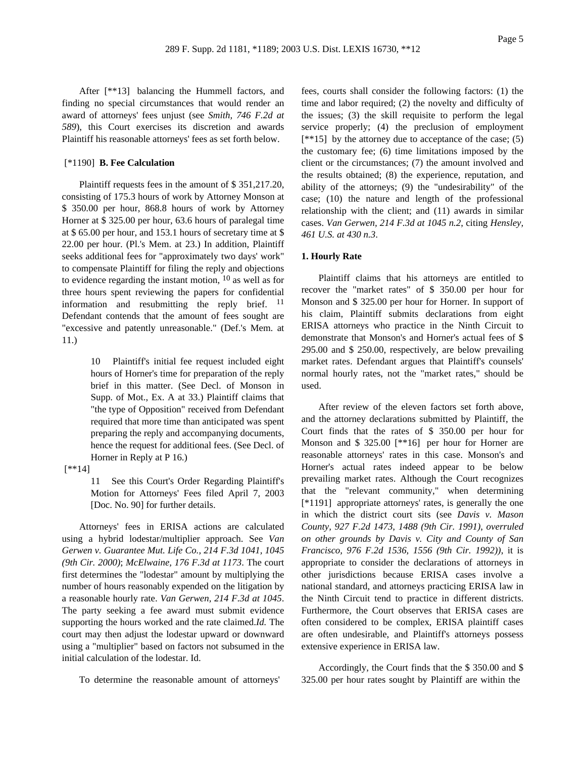After [**13] balancing the Hummell factors, and finding no special circumstances that would render an award of attorneys' fees unjust (see *Smith, 746 F.2d at 589*), this Court exercises its discretion and awards Plaintiff his reasonable attorneys' fees as set forth below.

[*1190] **B. Fee Calculation**

Plaintiff requests fees in the amount of $ 351,217.20, consisting of 175.3 hours of work by Attorney Monson at $ 350.00 per hour, 868.8 hours of work by Attorney Horner at $ 325.00 per hour, 63.6 hours of paralegal time at $ 65.00 per hour, and 153.1 hours of secretary time at $ 22.00 per hour. (Pl.'s Mem. at 23.) In addition, Plaintiff seeks additional fees for "approximately two days' work" to compensate Plaintiff for filing the reply and objections to evidence regarding the instant motion, [10] as well as for three hours spent reviewing the papers for confidential information and resubmitting the reply brief. [11] Defendant contends that the amount of fees sought are "excessive and patently unreasonable." (Def.'s Mem. at 11.)

> 10 Plaintiff's initial fee request included eight hours of Horner's time for preparation of the reply brief in this matter. (See Decl. of Monson in Supp. of Mot., Ex. A at 33.) Plaintiff claims that "the type of Opposition" received from Defendant required that more time than anticipated was spent preparing the reply and accompanying documents, hence the request for additional fees. (See Decl. of Horner in Reply at P 16.)

[**14]

> 11 See this Court's Order Regarding Plaintiff's Motion for Attorneys' Fees filed April 7, 2003 [Doc. No. 90] for further details.

Attorneys' fees in ERISA actions are calculated using a hybrid lodestar/multiplier approach. See *Van Gerwen v. Guarantee Mut. Life Co., 214 F.3d 1041, 1045 (9th Cir. 2000)*; *McElwaine, 176 F.3d at 1173*. The court first determines the "lodestar" amount by multiplying the number of hours reasonably expended on the litigation by a reasonable hourly rate. *Van Gerwen, 214 F.3d at 1045*. The party seeking a fee award must submit evidence supporting the hours worked and the rate claimed.*Id.* The court may then adjust the lodestar upward or downward using a "multiplier" based on factors not subsumed in the initial calculation of the lodestar. Id.

To determine the reasonable amount of attorneys' fees, courts shall consider the following factors: (1) the time and labor required; (2) the novelty and difficulty of the issues; (3) the skill requisite to perform the legal service properly; (4) the preclusion of employment [**15] by the attorney due to acceptance of the case; (5) the customary fee; (6) time limitations imposed by the client or the circumstances; (7) the amount involved and the results obtained; (8) the experience, reputation, and ability of the attorneys; (9) the "undesirability" of the case; (10) the nature and length of the professional relationship with the client; and (11) awards in similar cases. *Van Gerwen, 214 F.3d at 1045 n.2*, citing *Hensley, 461 U.S. at 430 n.3*.

**1. Hourly Rate**

Plaintiff claims that his attorneys are entitled to recover the "market rates" of $ 350.00 per hour for Monson and $ 325.00 per hour for Horner. In support of his claim, Plaintiff submits declarations from eight ERISA attorneys who practice in the Ninth Circuit to demonstrate that Monson's and Horner's actual fees of $ 295.00 and $ 250.00, respectively, are below prevailing market rates. Defendant argues that Plaintiff's counsels' normal hourly rates, not the "market rates," should be used.

After review of the eleven factors set forth above, and the attorney declarations submitted by Plaintiff, the Court finds that the rates of $ 350.00 per hour for Monson and $ 325.00 [**16] per hour for Horner are reasonable attorneys' rates in this case. Monson's and Horner's actual rates indeed appear to be below prevailing market rates. Although the Court recognizes that the "relevant community," when determining [*1191] appropriate attorneys' rates, is generally the one in which the district court sits (see *Davis v. Mason County, 927 F.2d 1473, 1488 (9th Cir. 1991), overruled on other grounds by Davis v. City and County of San Francisco, 976 F.2d 1536, 1556 (9th Cir. 1992))*, it is appropriate to consider the declarations of attorneys in other jurisdictions because ERISA cases involve a national standard, and attorneys practicing ERISA law in the Ninth Circuit tend to practice in different districts. Furthermore, the Court observes that ERISA cases are often considered to be complex, ERISA plaintiff cases are often undesirable, and Plaintiff's attorneys possess extensive experience in ERISA law.

Accordingly, the Court finds that the $ 350.00 and $ 325.00 per hour rates sought by Plaintiff are within the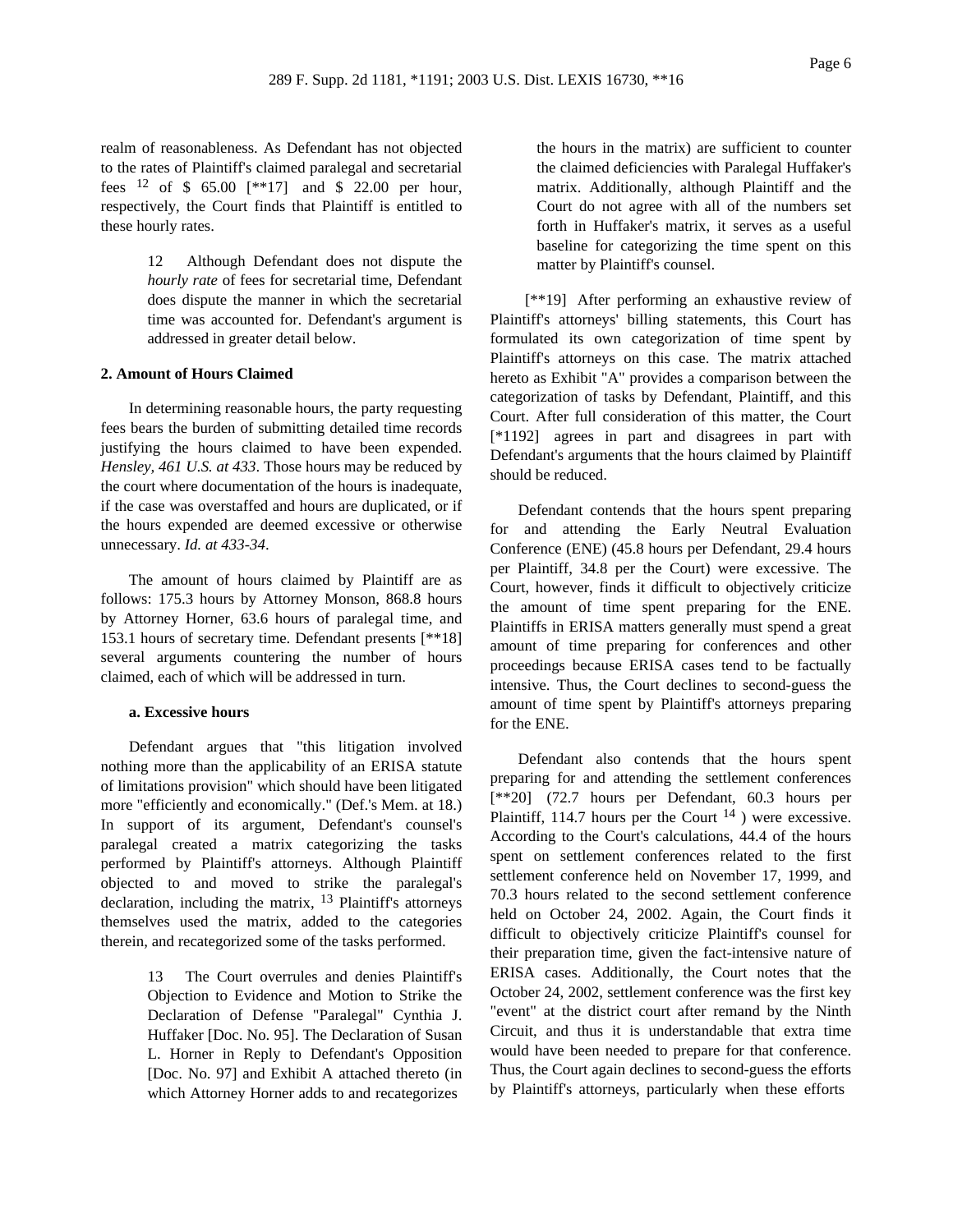realm of reasonableness. As Defendant has not objected to the rates of Plaintiff's claimed paralegal and secretarial fees [12] of $ 65.00 [**17] and $ 22.00 per hour, respectively, the Court finds that Plaintiff is entitled to these hourly rates.

> 12 Although Defendant does not dispute the *hourly rate* of fees for secretarial time, Defendant does dispute the manner in which the secretarial time was accounted for. Defendant's argument is addressed in greater detail below.

**2. Amount of Hours Claimed**

In determining reasonable hours, the party requesting fees bears the burden of submitting detailed time records justifying the hours claimed to have been expended. *Hensley, 461 U.S. at 433*. Those hours may be reduced by the court where documentation of the hours is inadequate, if the case was overstaffed and hours are duplicated, or if the hours expended are deemed excessive or otherwise unnecessary. *Id. at 433-34*.

The amount of hours claimed by Plaintiff are as follows: 175.3 hours by Attorney Monson, 868.8 hours by Attorney Horner, 63.6 hours of paralegal time, and 153.1 hours of secretary time. Defendant presents [**18] several arguments countering the number of hours claimed, each of which will be addressed in turn.

**a. Excessive hours**

Defendant argues that "this litigation involved nothing more than the applicability of an ERISA statute of limitations provision" which should have been litigated more "efficiently and economically." (Def.'s Mem. at 18.) In support of its argument, Defendant's counsel's paralegal created a matrix categorizing the tasks performed by Plaintiff's attorneys. Although Plaintiff objected to and moved to strike the paralegal's declaration, including the matrix, [13] Plaintiff's attorneys themselves used the matrix, added to the categories therein, and recategorized some of the tasks performed.

> 13 The Court overrules and denies Plaintiff's Objection to Evidence and Motion to Strike the Declaration of Defense "Paralegal" Cynthia J. Huffaker [Doc. No. 95]. The Declaration of Susan L. Horner in Reply to Defendant's Opposition [Doc. No. 97] and Exhibit A attached thereto (in which Attorney Horner adds to and recategorizes the hours in the matrix) are sufficient to counter the claimed deficiencies with Paralegal Huffaker's matrix. Additionally, although Plaintiff and the Court do not agree with all of the numbers set forth in Huffaker's matrix, it serves as a useful baseline for categorizing the time spent on this matter by Plaintiff's counsel.

[**19] After performing an exhaustive review of Plaintiff's attorneys' billing statements, this Court has formulated its own categorization of time spent by Plaintiff's attorneys on this case. The matrix attached hereto as Exhibit "A" provides a comparison between the categorization of tasks by Defendant, Plaintiff, and this Court. After full consideration of this matter, the Court [*1192] agrees in part and disagrees in part with Defendant's arguments that the hours claimed by Plaintiff should be reduced.

Defendant contends that the hours spent preparing for and attending the Early Neutral Evaluation Conference (ENE) (45.8 hours per Defendant, 29.4 hours per Plaintiff, 34.8 per the Court) were excessive. The Court, however, finds it difficult to objectively criticize the amount of time spent preparing for the ENE. Plaintiffs in ERISA matters generally must spend a great amount of time preparing for conferences and other proceedings because ERISA cases tend to be factually intensive. Thus, the Court declines to second-guess the amount of time spent by Plaintiff's attorneys preparing for the ENE.

Defendant also contends that the hours spent preparing for and attending the settlement conferences [**20] (72.7 hours per Defendant, 60.3 hours per Plaintiff, 114.7 hours per the Court [14] ) were excessive. According to the Court's calculations, 44.4 of the hours spent on settlement conferences related to the first settlement conference held on November 17, 1999, and 70.3 hours related to the second settlement conference held on October 24, 2002. Again, the Court finds it difficult to objectively criticize Plaintiff's counsel for their preparation time, given the fact-intensive nature of ERISA cases. Additionally, the Court notes that the October 24, 2002, settlement conference was the first key "event" at the district court after remand by the Ninth Circuit, and thus it is understandable that extra time would have been needed to prepare for that conference. Thus, the Court again declines to second-guess the efforts by Plaintiff's attorneys, particularly when these efforts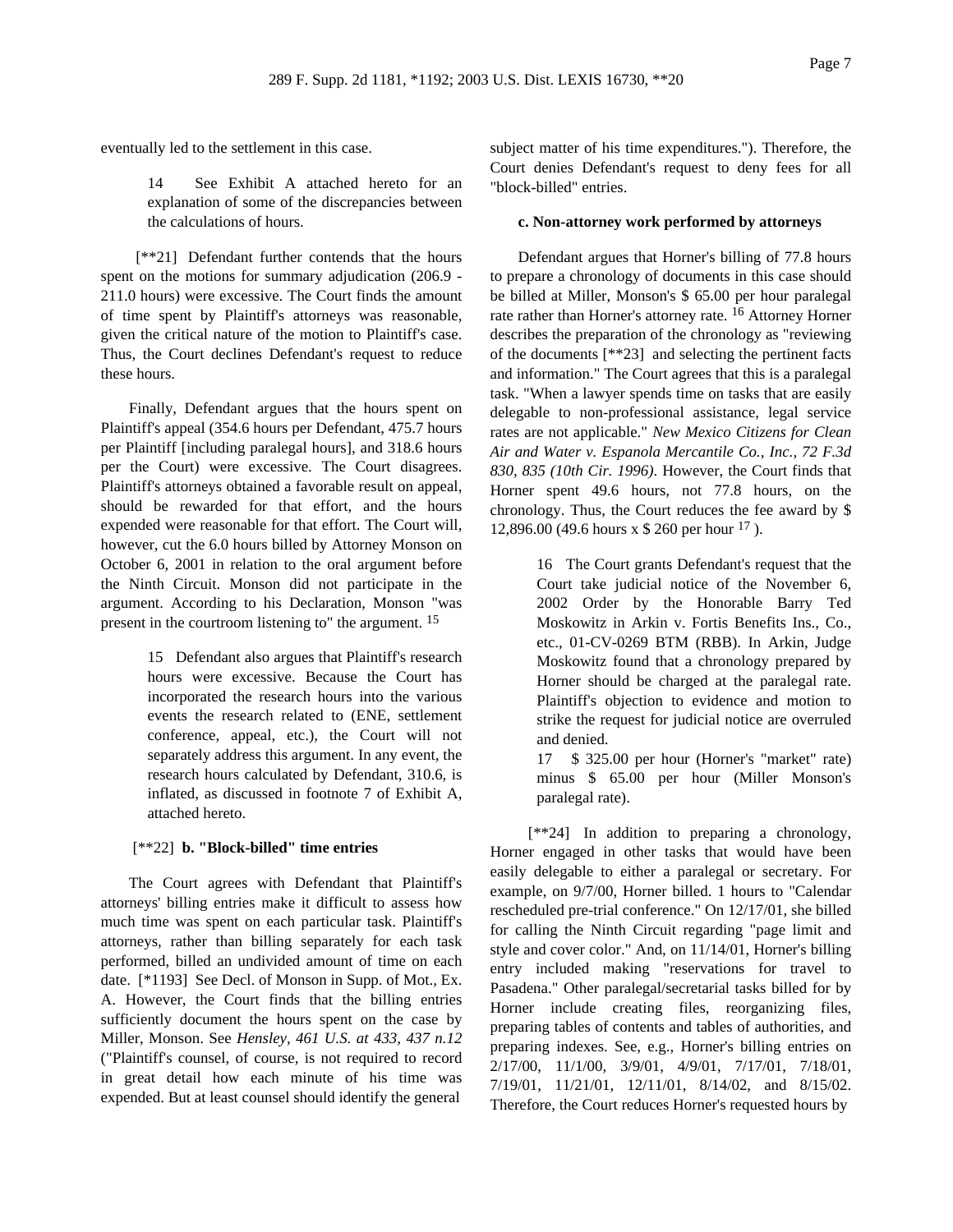eventually led to the settlement in this case.

> 14 See Exhibit A attached hereto for an explanation of some of the discrepancies between the calculations of hours.

[**21] Defendant further contends that the hours spent on the motions for summary adjudication (206.9 - 211.0 hours) were excessive. The Court finds the amount of time spent by Plaintiff's attorneys was reasonable, given the critical nature of the motion to Plaintiff's case. Thus, the Court declines Defendant's request to reduce these hours.

Finally, Defendant argues that the hours spent on Plaintiff's appeal (354.6 hours per Defendant, 475.7 hours per Plaintiff [including paralegal hours], and 318.6 hours per the Court) were excessive. The Court disagrees. Plaintiff's attorneys obtained a favorable result on appeal, should be rewarded for that effort, and the hours expended were reasonable for that effort. The Court will, however, cut the 6.0 hours billed by Attorney Monson on October 6, 2001 in relation to the oral argument before the Ninth Circuit. Monson did not participate in the argument. According to his Declaration, Monson "was present in the courtroom listening to" the argument. [15]

> 15 Defendant also argues that Plaintiff's research hours were excessive. Because the Court has incorporated the research hours into the various events the research related to (ENE, settlement conference, appeal, etc.), the Court will not separately address this argument. In any event, the research hours calculated by Defendant, 310.6, is inflated, as discussed in footnote 7 of Exhibit A, attached hereto.

### [**22] b. "Block-billed" time entries

The Court agrees with Defendant that Plaintiff's attorneys' billing entries make it difficult to assess how much time was spent on each particular task. Plaintiff's attorneys, rather than billing separately for each task performed, billed an undivided amount of time on each date. [*1193] See Decl. of Monson in Supp. of Mot., Ex. A. However, the Court finds that the billing entries sufficiently document the hours spent on the case by Miller, Monson. See *Hensley, 461 U.S. at 433, 437 n.12* ("Plaintiff's counsel, of course, is not required to record in great detail how each minute of his time was expended. But at least counsel should identify the general subject matter of his time expenditures."). Therefore, the Court denies Defendant's request to deny fees for all "block-billed" entries.

### c. Non-attorney work performed by attorneys

Defendant argues that Horner's billing of 77.8 hours to prepare a chronology of documents in this case should be billed at Miller, Monson's $ 65.00 per hour paralegal rate rather than Horner's attorney rate. [16] Attorney Horner describes the preparation of the chronology as "reviewing of the documents [**23] and selecting the pertinent facts and information." The Court agrees that this is a paralegal task. "When a lawyer spends time on tasks that are easily delegable to non-professional assistance, legal service rates are not applicable." *New Mexico Citizens for Clean Air and Water v. Espanola Mercantile Co., Inc., 72 F.3d 830, 835 (10th Cir. 1996)*. However, the Court finds that Horner spent 49.6 hours, not 77.8 hours, on the chronology. Thus, the Court reduces the fee award by $ 12,896.00 (49.6 hours x $ 260 per hour [17] ).

> 16 The Court grants Defendant's request that the Court take judicial notice of the November 6, 2002 Order by the Honorable Barry Ted Moskowitz in Arkin v. Fortis Benefits Ins., Co., etc., 01-CV-0269 BTM (RBB). In Arkin, Judge Moskowitz found that a chronology prepared by Horner should be charged at the paralegal rate. Plaintiff's objection to evidence and motion to strike the request for judicial notice are overruled and denied.
>
> 17 $ 325.00 per hour (Horner's "market" rate) minus $ 65.00 per hour (Miller Monson's paralegal rate).

[**24] In addition to preparing a chronology, Horner engaged in other tasks that would have been easily delegable to either a paralegal or secretary. For example, on 9/7/00, Horner billed. 1 hours to "Calendar rescheduled pre-trial conference." On 12/17/01, she billed for calling the Ninth Circuit regarding "page limit and style and cover color." And, on 11/14/01, Horner's billing entry included making "reservations for travel to Pasadena." Other paralegal/secretarial tasks billed for by Horner include creating files, reorganizing files, preparing tables of contents and tables of authorities, and preparing indexes. See, e.g., Horner's billing entries on 2/17/00, 11/1/00, 3/9/01, 4/9/01, 7/17/01, 7/18/01, 7/19/01, 11/21/01, 12/11/01, 8/14/02, and 8/15/02. Therefore, the Court reduces Horner's requested hours by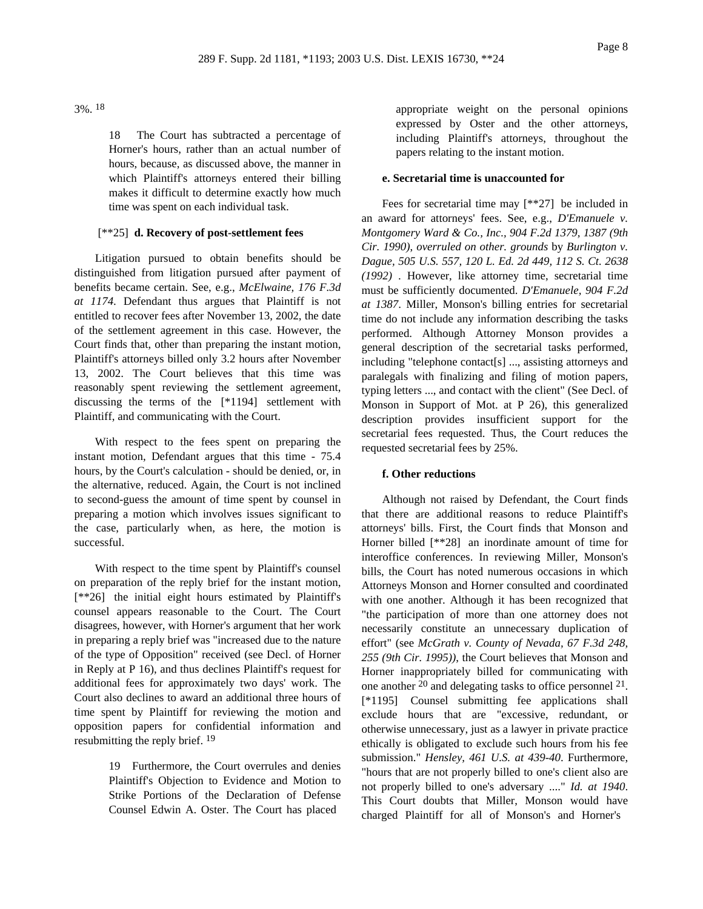3%. [18]

> 18 The Court has subtracted a percentage of Horner's hours, rather than an actual number of hours, because, as discussed above, the manner in which Plaintiff's attorneys entered their billing makes it difficult to determine exactly how much time was spent on each individual task.

[**25] **d. Recovery of post-settlement fees**

Litigation pursued to obtain benefits should be distinguished from litigation pursued after payment of benefits became certain. See, e.g., *McElwaine, 176 F.3d at 1174*. Defendant thus argues that Plaintiff is not entitled to recover fees after November 13, 2002, the date of the settlement agreement in this case. However, the Court finds that, other than preparing the instant motion, Plaintiff's attorneys billed only 3.2 hours after November 13, 2002. The Court believes that this time was reasonably spent reviewing the settlement agreement, discussing the terms of the [*1194] settlement with Plaintiff, and communicating with the Court.

With respect to the fees spent on preparing the instant motion, Defendant argues that this time - 75.4 hours, by the Court's calculation - should be denied, or, in the alternative, reduced. Again, the Court is not inclined to second-guess the amount of time spent by counsel in preparing a motion which involves issues significant to the case, particularly when, as here, the motion is successful.

With respect to the time spent by Plaintiff's counsel on preparation of the reply brief for the instant motion, [**26] the initial eight hours estimated by Plaintiff's counsel appears reasonable to the Court. The Court disagrees, however, with Horner's argument that her work in preparing a reply brief was "increased due to the nature of the type of Opposition" received (see Decl. of Horner in Reply at P 16), and thus declines Plaintiff's request for additional fees for approximately two days' work. The Court also declines to award an additional three hours of time spent by Plaintiff for reviewing the motion and opposition papers for confidential information and resubmitting the reply brief. [19]

> 19 Furthermore, the Court overrules and denies Plaintiff's Objection to Evidence and Motion to Strike Portions of the Declaration of Defense Counsel Edwin A. Oster. The Court has placed appropriate weight on the personal opinions expressed by Oster and the other attorneys, including Plaintiff's attorneys, throughout the papers relating to the instant motion.

**e. Secretarial time is unaccounted for**

Fees for secretarial time may [**27] be included in an award for attorneys' fees. See, e.g., *D'Emanuele v. Montgomery Ward & Co., Inc., 904 F.2d 1379, 1387 (9th Cir. 1990)*, *overruled on other. grounds* by *Burlington v. Dague, 505 U.S. 557, 120 L. Ed. 2d 449, 112 S. Ct. 2638 (1992)* . However, like attorney time, secretarial time must be sufficiently documented. *D'Emanuele, 904 F.2d at 1387*. Miller, Monson's billing entries for secretarial time do not include any information describing the tasks performed. Although Attorney Monson provides a general description of the secretarial tasks performed, including "telephone contact[s] ..., assisting attorneys and paralegals with finalizing and filing of motion papers, typing letters ..., and contact with the client" (See Decl. of Monson in Support of Mot. at P 26), this generalized description provides insufficient support for the secretarial fees requested. Thus, the Court reduces the requested secretarial fees by 25%.

**f. Other reductions**

Although not raised by Defendant, the Court finds that there are additional reasons to reduce Plaintiff's attorneys' bills. First, the Court finds that Monson and Horner billed [**28] an inordinate amount of time for interoffice conferences. In reviewing Miller, Monson's bills, the Court has noted numerous occasions in which Attorneys Monson and Horner consulted and coordinated with one another. Although it has been recognized that "the participation of more than one attorney does not necessarily constitute an unnecessary duplication of effort" (see *McGrath v. County of Nevada, 67 F.3d 248, 255 (9th Cir. 1995))*, the Court believes that Monson and Horner inappropriately billed for communicating with one another [20] and delegating tasks to office personnel [21]. [*1195] Counsel submitting fee applications shall exclude hours that are "excessive, redundant, or otherwise unnecessary, just as a lawyer in private practice ethically is obligated to exclude such hours from his fee submission." *Hensley, 461 U.S. at 439-40*. Furthermore, "hours that are not properly billed to one's client also are not properly billed to one's adversary ...." *Id. at 1940*. This Court doubts that Miller, Monson would have charged Plaintiff for all of Monson's and Horner's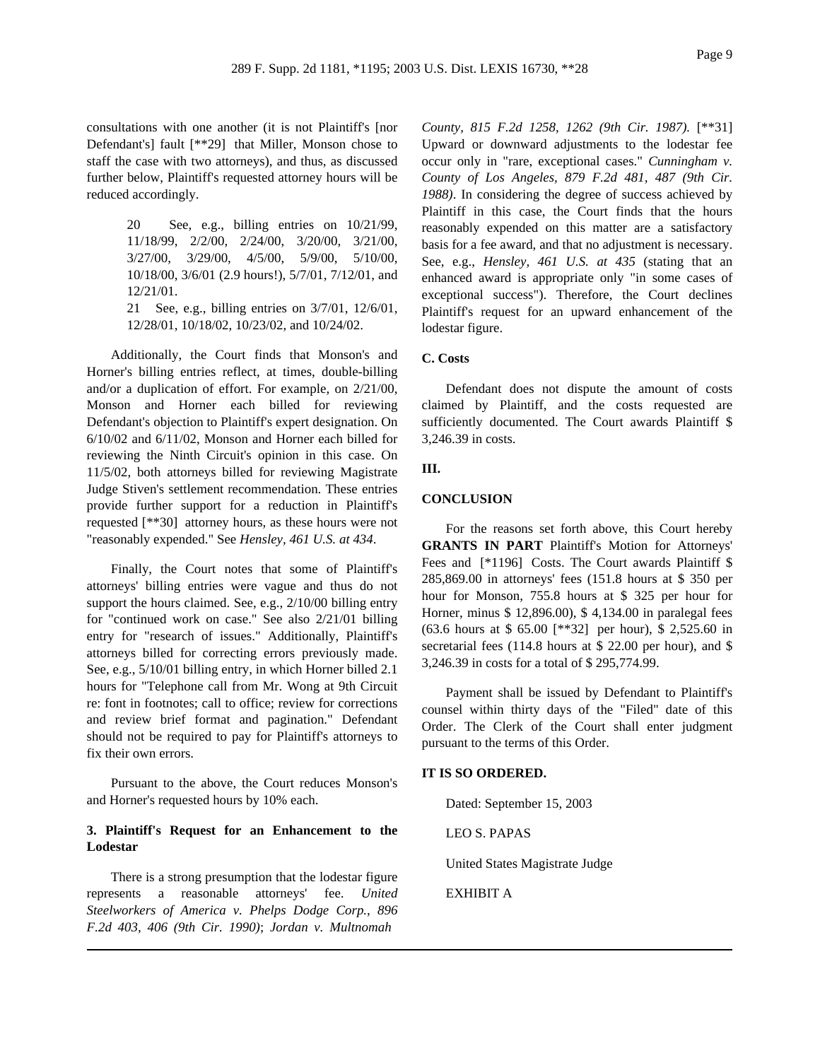consultations with one another (it is not Plaintiff's [nor Defendant's] fault [**29] that Miller, Monson chose to staff the case with two attorneys), and thus, as discussed further below, Plaintiff's requested attorney hours will be reduced accordingly.

20 See, e.g., billing entries on 10/21/99, 11/18/99, 2/2/00, 2/24/00, 3/20/00, 3/21/00, 3/27/00, 3/29/00, 4/5/00, 5/9/00, 5/10/00, 10/18/00, 3/6/01 (2.9 hours!), 5/7/01, 7/12/01, and 12/21/01.

21 See, e.g., billing entries on 3/7/01, 12/6/01, 12/28/01, 10/18/02, 10/23/02, and 10/24/02.

Additionally, the Court finds that Monson's and Horner's billing entries reflect, at times, double-billing and/or a duplication of effort. For example, on 2/21/00, Monson and Horner each billed for reviewing Defendant's objection to Plaintiff's expert designation. On 6/10/02 and 6/11/02, Monson and Horner each billed for reviewing the Ninth Circuit's opinion in this case. On 11/5/02, both attorneys billed for reviewing Magistrate Judge Stiven's settlement recommendation. These entries provide further support for a reduction in Plaintiff's requested [**30] attorney hours, as these hours were not "reasonably expended." See *Hensley, 461 U.S. at 434*.

Finally, the Court notes that some of Plaintiff's attorneys' billing entries were vague and thus do not support the hours claimed. See, e.g., 2/10/00 billing entry for "continued work on case." See also 2/21/01 billing entry for "research of issues." Additionally, Plaintiff's attorneys billed for correcting errors previously made. See, e.g., 5/10/01 billing entry, in which Horner billed 2.1 hours for "Telephone call from Mr. Wong at 9th Circuit re: font in footnotes; call to office; review for corrections and review brief format and pagination." Defendant should not be required to pay for Plaintiff's attorneys to fix their own errors.

Pursuant to the above, the Court reduces Monson's and Horner's requested hours by 10% each.

### 3. Plaintiff's Request for an Enhancement to the Lodestar

There is a strong presumption that the lodestar figure represents a reasonable attorneys' fee. *United Steelworkers of America v. Phelps Dodge Corp., 896 F.2d 403, 406 (9th Cir. 1990)*; *Jordan v. Multnomah County, 815 F.2d 1258, 1262 (9th Cir. 1987)*. [**31] Upward or downward adjustments to the lodestar fee occur only in "rare, exceptional cases." *Cunningham v. County of Los Angeles, 879 F.2d 481, 487 (9th Cir. 1988)*. In considering the degree of success achieved by Plaintiff in this case, the Court finds that the hours reasonably expended on this matter are a satisfactory basis for a fee award, and that no adjustment is necessary. See, e.g., *Hensley, 461 U.S. at 435* (stating that an enhanced award is appropriate only "in some cases of exceptional success"). Therefore, the Court declines Plaintiff's request for an upward enhancement of the lodestar figure.

### C. Costs

Defendant does not dispute the amount of costs claimed by Plaintiff, and the costs requested are sufficiently documented. The Court awards Plaintiff $ 3,246.39 in costs.

## III.

## CONCLUSION

For the reasons set forth above, this Court hereby **GRANTS IN PART** Plaintiff's Motion for Attorneys' Fees and [*1196] Costs. The Court awards Plaintiff $ 285,869.00 in attorneys' fees (151.8 hours at $ 350 per hour for Monson, 755.8 hours at $ 325 per hour for Horner, minus $ 12,896.00), $ 4,134.00 in paralegal fees (63.6 hours at $ 65.00 [**32] per hour), $ 2,525.60 in secretarial fees (114.8 hours at $ 22.00 per hour), and $ 3,246.39 in costs for a total of $ 295,774.99.

Payment shall be issued by Defendant to Plaintiff's counsel within thirty days of the "Filed" date of this Order. The Clerk of the Court shall enter judgment pursuant to the terms of this Order.

**IT IS SO ORDERED.**

Dated: September 15, 2003

LEO S. PAPAS

United States Magistrate Judge

EXHIBIT A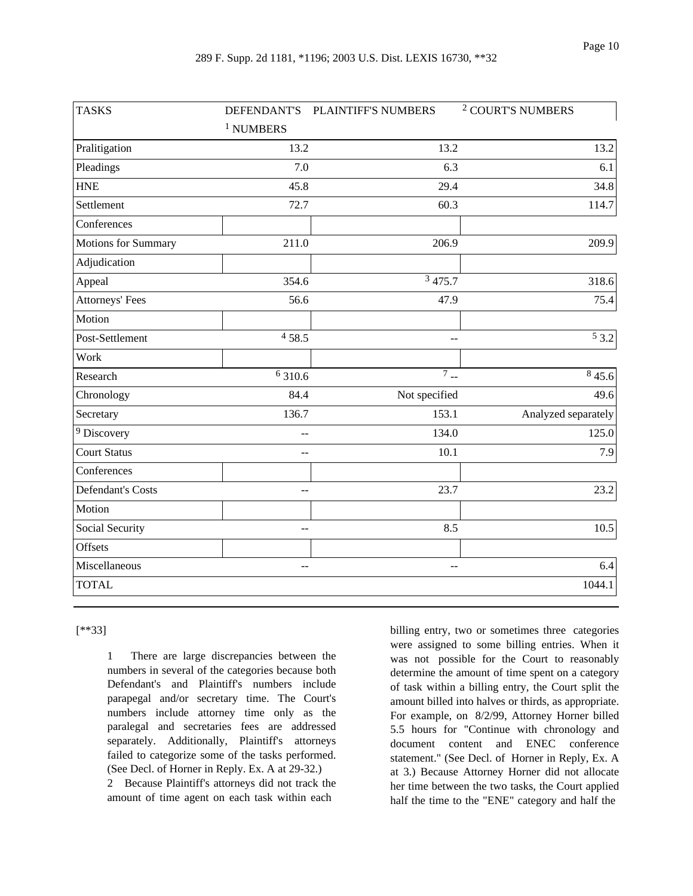| TASKS | DEFENDANT'S [1] NUMBERS | PLAINTIFF'S NUMBERS [2] | COURT'S NUMBERS |
| --- | --- | --- | --- |
| Pralitigation | 13.2 | 13.2 | 13.2 |
| Pleadings | 7.0 | 6.3 | 6.1 |
| HNE | 45.8 | 29.4 | 34.8 |
| Settlement Conferences | 72.7 | 60.3 | 114.7 |
| Motions for Summary Adjudication | 211.0 | 206.9 | 209.9 |
| Appeal | 354.6 | [3] 475.7 | 318.6 |
| Attorneys' Fees Motion | 56.6 | 47.9 | 75.4 |
| Post-Settlement Work | [4] 58.5 | -- | [5] 3.2 |
| Research | [6] 310.6 | [7] -- | [8] 45.6 |
| Chronology | 84.4 | Not specified | 49.6 |
| Secretary | 136.7 | 153.1 | Analyzed separately |
| [9] Discovery | -- | 134.0 | 125.0 |
| Court Status Conferences | -- | 10.1 | 7.9 |
| Defendant's Costs Motion | -- | 23.7 | 23.2 |
| Social Security Offsets | -- | 8.5 | 10.5 |
| Miscellaneous | -- | -- | 6.4 |
| TOTAL | | | 1044.1 |

[**33]

1 There are large discrepancies between the numbers in several of the categories because both Defendant's and Plaintiff's numbers include parapegal and/or secretary time. The Court's numbers include attorney time only as the paralegal and secretaries fees are addressed separately. Additionally, Plaintiff's attorneys failed to categorize some of the tasks performed. (See Decl. of Horner in Reply. Ex. A at 29-32.)

2 Because Plaintiff's attorneys did not track the amount of time agent on each task within each billing entry, two or sometimes three categories were assigned to some billing entries. When it was not possible for the Court to reasonably determine the amount of time spent on a category of task within a billing entry, the Court split the amount billed into halves or thirds, as appropriate. For example, on 8/2/99, Attorney Horner billed 5.5 hours for "Continue with chronology and document content and ENEC conference statement." (See Decl. of Horner in Reply, Ex. A at 3.) Because Attorney Horner did not allocate her time between the two tasks, the Court applied half the time to the "ENE" category and half the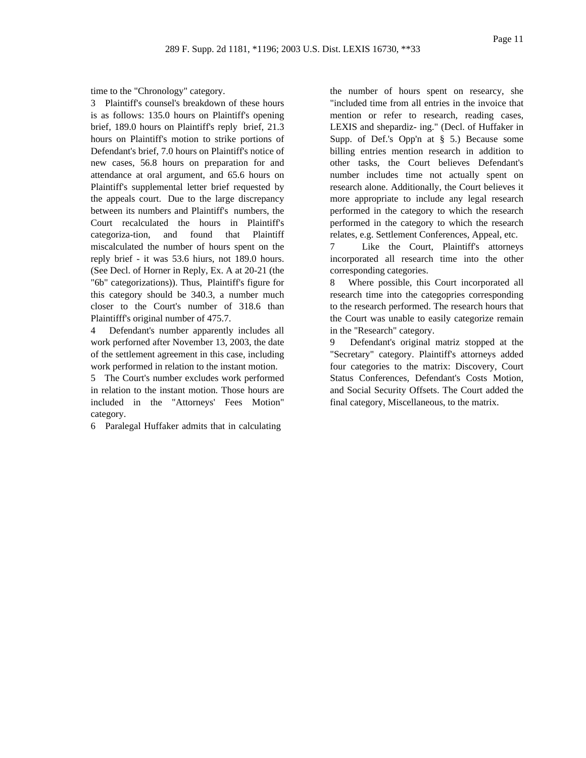time to the "Chronology" category.

3 Plaintiff's counsel's breakdown of these hours is as follows: 135.0 hours on Plaintiff's opening brief, 189.0 hours on Plaintiff's reply brief, 21.3 hours on Plaintiff's motion to strike portions of Defendant's brief, 7.0 hours on Plaintiff's notice of new cases, 56.8 hours on preparation for and attendance at oral argument, and 65.6 hours on Plaintiff's supplemental letter brief requested by the appeals court. Due to the large discrepancy between its numbers and Plaintiff's numbers, the Court recalculated the hours in Plaintiff's categoriza-tion, and found that Plaintiff miscalculated the number of hours spent on the reply brief - it was 53.6 hiurs, not 189.0 hours. (See Decl. of Horner in Reply, Ex. A at 20-21 (the "6b" categorizations)). Thus, Plaintiff's figure for this category should be 340.3, a number much closer to the Court's number of 318.6 than Plaintifff's original number of 475.7.

4 Defendant's number apparently includes all work perforned after November 13, 2003, the date of the settlement agreement in this case, including work performed in relation to the instant motion.

5 The Court's number excludes work performed in relation to the instant motion. Those hours are included in the "Attorneys' Fees Motion" category.

6 Paralegal Huffaker admits that in calculating the number of hours spent on researcy, she "included time from all entries in the invoice that mention or refer to research, reading cases, LEXIS and shepardiz- ing." (Decl. of Huffaker in Supp. of Def.'s Opp'n at § 5.) Because some billing entries mention research in addition to other tasks, the Court believes Defendant's number includes time not actually spent on research alone. Additionally, the Court believes it more appropriate to include any legal research performed in the category to which the research performed in the category to which the research relates, e.g. Settlement Conferences, Appeal, etc.

7 Like the Court, Plaintiff's attorneys incorporated all research time into the other corresponding categories.

8 Where possible, this Court incorporated all research time into the categopries corresponding to the research performed. The research hours that the Court was unable to easily categorize remain in the "Research" category.

9 Defendant's original matriz stopped at the "Secretary" category. Plaintiff's attorneys added four categories to the matrix: Discovery, Court Status Conferences, Defendant's Costs Motion, and Social Security Offsets. The Court added the final category, Miscellaneous, to the matrix.